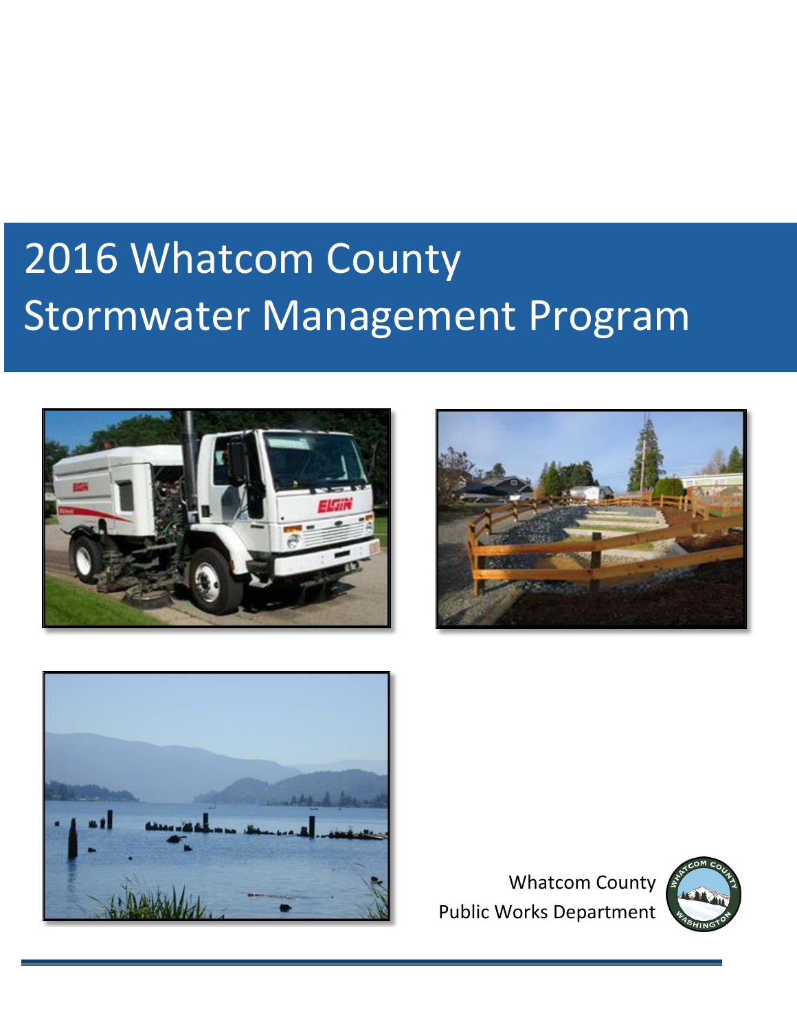# 2016 Whatcom County Stormwater Management Program

Whatcom County
Public Works Department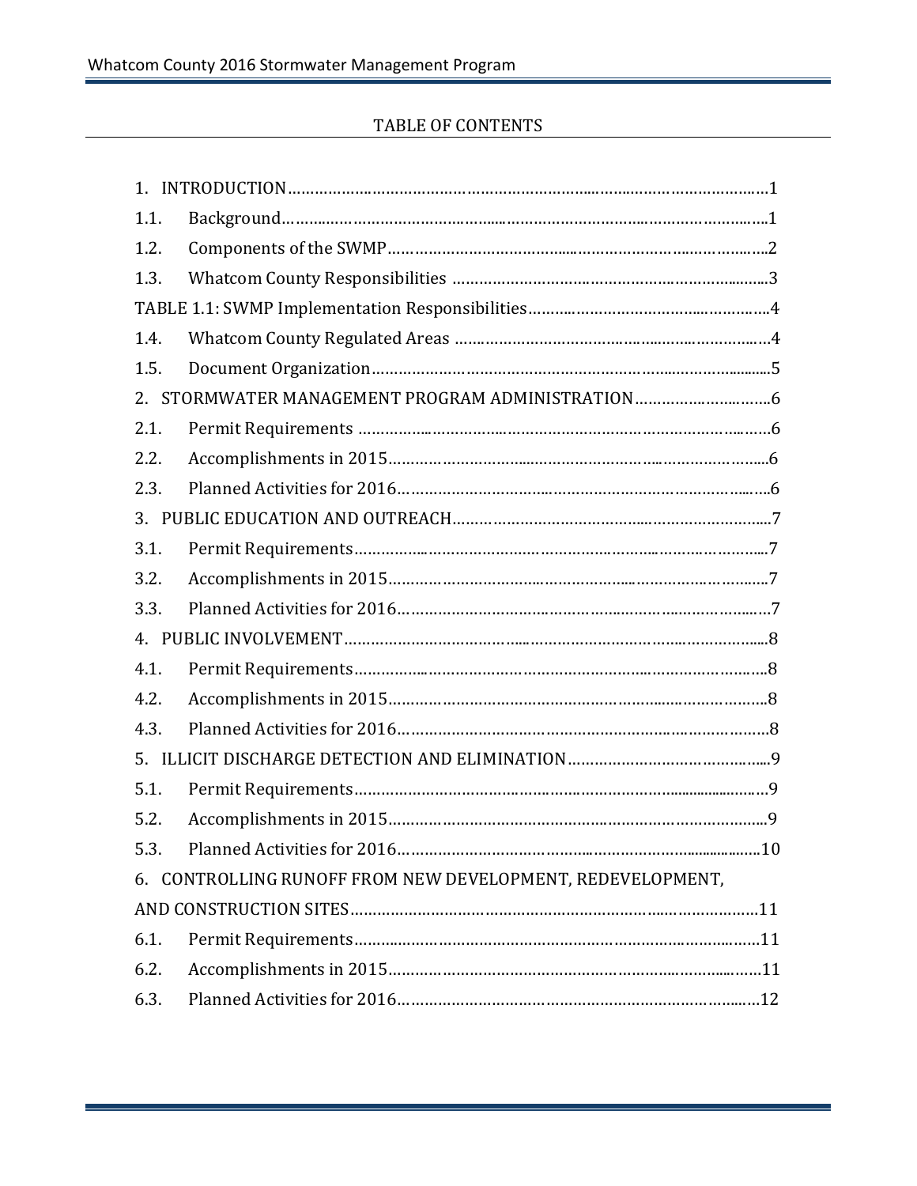# TABLE OF CONTENTS

1. INTRODUCTION……………………………………………………………………………………………1

1.1. Background……………………………………………………………………………………………1

1.2. Components of the SWMP……………………………………………………………………………2

1.3. Whatcom County Responsibilities ……………………………………………………………………3

TABLE 1.1: SWMP Implementation Responsibilities……………………………………………………4

1.4. Whatcom County Regulated Areas ……………………………………………………………………4

1.5. Document Organization………………………………………………………………………………5

2. STORMWATER MANAGEMENT PROGRAM ADMINISTRATION…………………………………6

2.1. Permit Requirements …………………………………………………………………………………6

2.2. Accomplishments in 2015……………………………………………………………………………6

2.3. Planned Activities for 2016……………………………………………………………………………6

3. PUBLIC EDUCATION AND OUTREACH…………………………………………………………………7

3.1. Permit Requirements…………………………………………………………………………………7

3.2. Accomplishments in 2015……………………………………………………………………………7

3.3. Planned Activities for 2016……………………………………………………………………………7

4. PUBLIC INVOLVEMENT……………………………………………………………………………………8

4.1. Permit Requirements…………………………………………………………………………………8

4.2. Accomplishments in 2015……………………………………………………………………………8

4.3. Planned Activities for 2016……………………………………………………………………………8

5. ILLICIT DISCHARGE DETECTION AND ELIMINATION…………………………………………………9

5.1. Permit Requirements…………………………………………………………………………………9

5.2. Accomplishments in 2015……………………………………………………………………………9

5.3. Planned Activities for 2016……………………………………………………………………………10

6. CONTROLLING RUNOFF FROM NEW DEVELOPMENT, REDEVELOPMENT, AND CONSTRUCTION SITES……………………………………………………………………………………11

6.1. Permit Requirements…………………………………………………………………………………11

6.2. Accomplishments in 2015……………………………………………………………………………11

6.3. Planned Activities for 2016……………………………………………………………………………12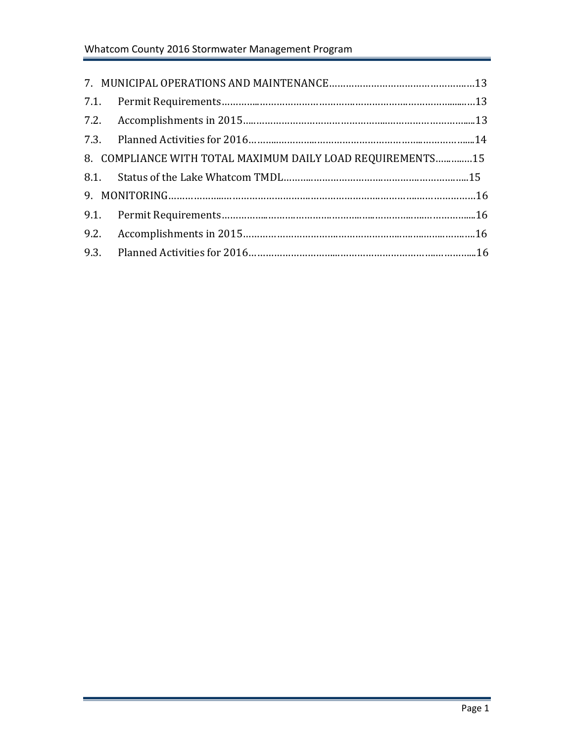7. MUNICIPAL OPERATIONS AND MAINTENANCE……………………………………………13

7.1. Permit Requirements……………………………………………………………………………13

7.2. Accomplishments in 2015…………………………………………………………………………13

7.3. Planned Activities for 2016…………………………………………………………………………14

8. COMPLIANCE WITH TOTAL MAXIMUM DAILY LOAD REQUIREMENTS…………15

8.1. Status of the Lake Whatcom TMDL……………………………………………………………15

9. MONITORING……………………………………………………………………………………16

9.1. Permit Requirements……………………………………………………………………………16

9.2. Accomplishments in 2015…………………………………………………………………………16

9.3. Planned Activities for 2016…………………………………………………………………………16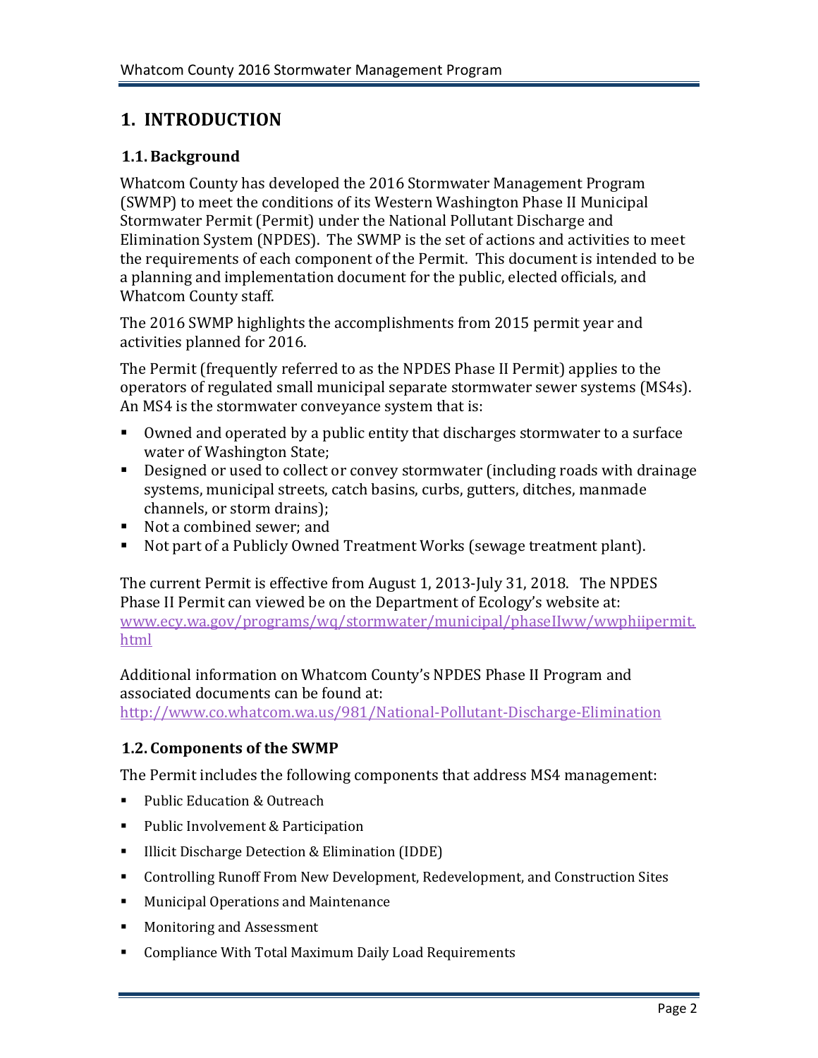# 1. INTRODUCTION

## 1.1. Background

Whatcom County has developed the 2016 Stormwater Management Program (SWMP) to meet the conditions of its Western Washington Phase II Municipal Stormwater Permit (Permit) under the National Pollutant Discharge and Elimination System (NPDES). The SWMP is the set of actions and activities to meet the requirements of each component of the Permit. This document is intended to be a planning and implementation document for the public, elected officials, and Whatcom County staff.

The 2016 SWMP highlights the accomplishments from 2015 permit year and activities planned for 2016.

The Permit (frequently referred to as the NPDES Phase II Permit) applies to the operators of regulated small municipal separate stormwater sewer systems (MS4s). An MS4 is the stormwater conveyance system that is:

- Owned and operated by a public entity that discharges stormwater to a surface water of Washington State;
- Designed or used to collect or convey stormwater (including roads with drainage systems, municipal streets, catch basins, curbs, gutters, ditches, manmade channels, or storm drains);
- Not a combined sewer; and
- Not part of a Publicly Owned Treatment Works (sewage treatment plant).

The current Permit is effective from August 1, 2013-July 31, 2018. The NPDES Phase II Permit can viewed be on the Department of Ecology's website at: www.ecy.wa.gov/programs/wq/stormwater/municipal/phaseIIww/wwphiipermit.html

Additional information on Whatcom County's NPDES Phase II Program and associated documents can be found at: http://www.co.whatcom.wa.us/981/National-Pollutant-Discharge-Elimination

## 1.2. Components of the SWMP

The Permit includes the following components that address MS4 management:

- Public Education & Outreach
- Public Involvement & Participation
- Illicit Discharge Detection & Elimination (IDDE)
- Controlling Runoff From New Development, Redevelopment, and Construction Sites
- Municipal Operations and Maintenance
- Monitoring and Assessment
- Compliance With Total Maximum Daily Load Requirements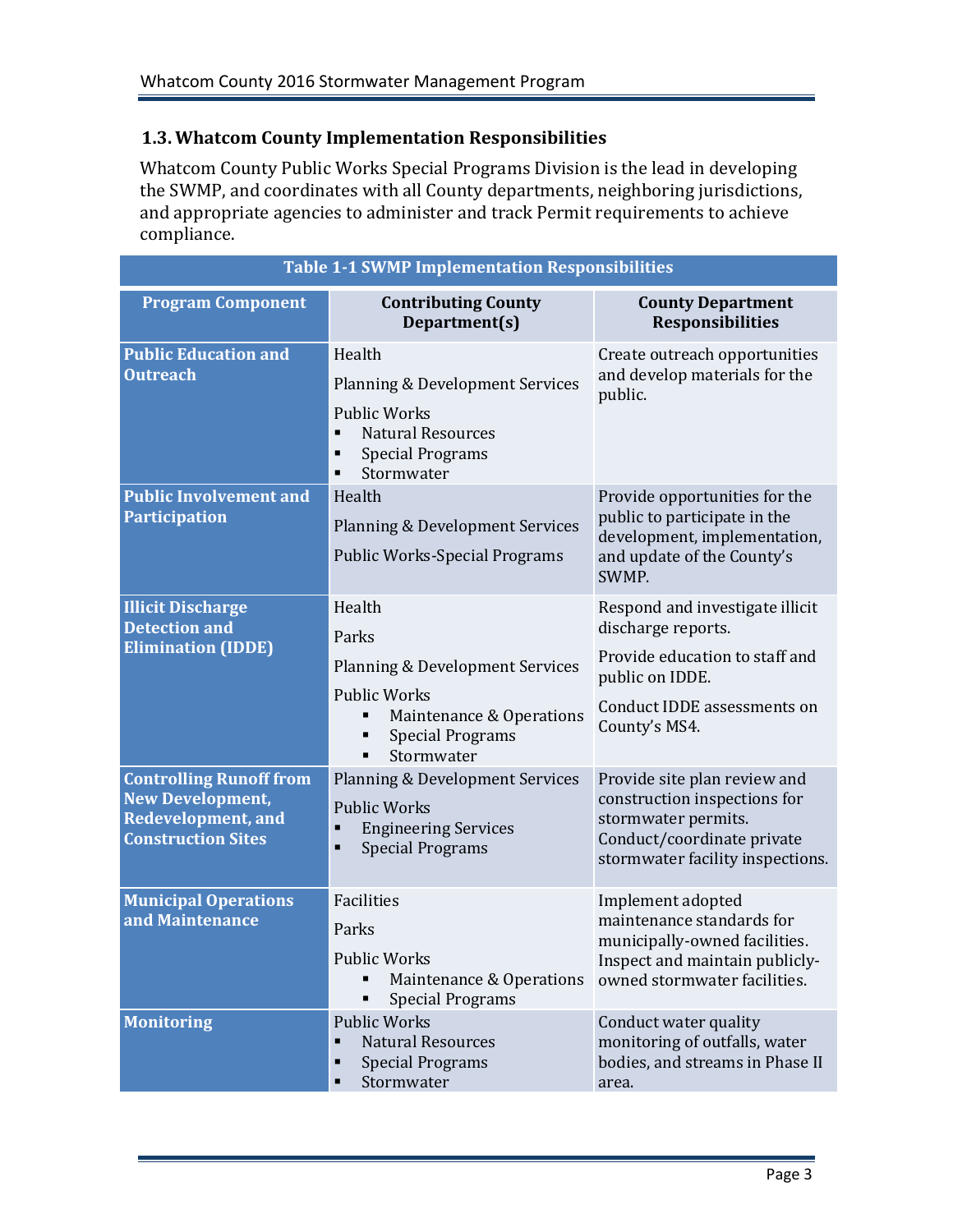## 1.3. Whatcom County Implementation Responsibilities

Whatcom County Public Works Special Programs Division is the lead in developing the SWMP, and coordinates with all County departments, neighboring jurisdictions, and appropriate agencies to administer and track Permit requirements to achieve compliance.

**Table 1-1 SWMP Implementation Responsibilities**

| Program Component | Contributing County Department(s) | County Department Responsibilities |
|---|---|---|
| **Public Education and Outreach** | Health<br>Planning & Development Services<br>Public Works<br>▪ Natural Resources<br>▪ Special Programs<br>▪ Stormwater | Create outreach opportunities and develop materials for the public. |
| **Public Involvement and Participation** | Health<br>Planning & Development Services<br>Public Works-Special Programs | Provide opportunities for the public to participate in the development, implementation, and update of the County's SWMP. |
| **Illicit Discharge Detection and Elimination (IDDE)** | Health<br>Parks<br>Planning & Development Services<br>Public Works<br>▪ Maintenance & Operations<br>▪ Special Programs<br>▪ Stormwater | Respond and investigate illicit discharge reports.<br>Provide education to staff and public on IDDE.<br>Conduct IDDE assessments on County's MS4. |
| **Controlling Runoff from New Development, Redevelopment, and Construction Sites** | Planning & Development Services<br>Public Works<br>▪ Engineering Services<br>▪ Special Programs | Provide site plan review and construction inspections for stormwater permits. Conduct/coordinate private stormwater facility inspections. |
| **Municipal Operations and Maintenance** | Facilities<br>Parks<br>Public Works<br>▪ Maintenance & Operations<br>▪ Special Programs | Implement adopted maintenance standards for municipally-owned facilities. Inspect and maintain publicly-owned stormwater facilities. |
| **Monitoring** | Public Works<br>▪ Natural Resources<br>▪ Special Programs<br>▪ Stormwater | Conduct water quality monitoring of outfalls, water bodies, and streams in Phase II area. |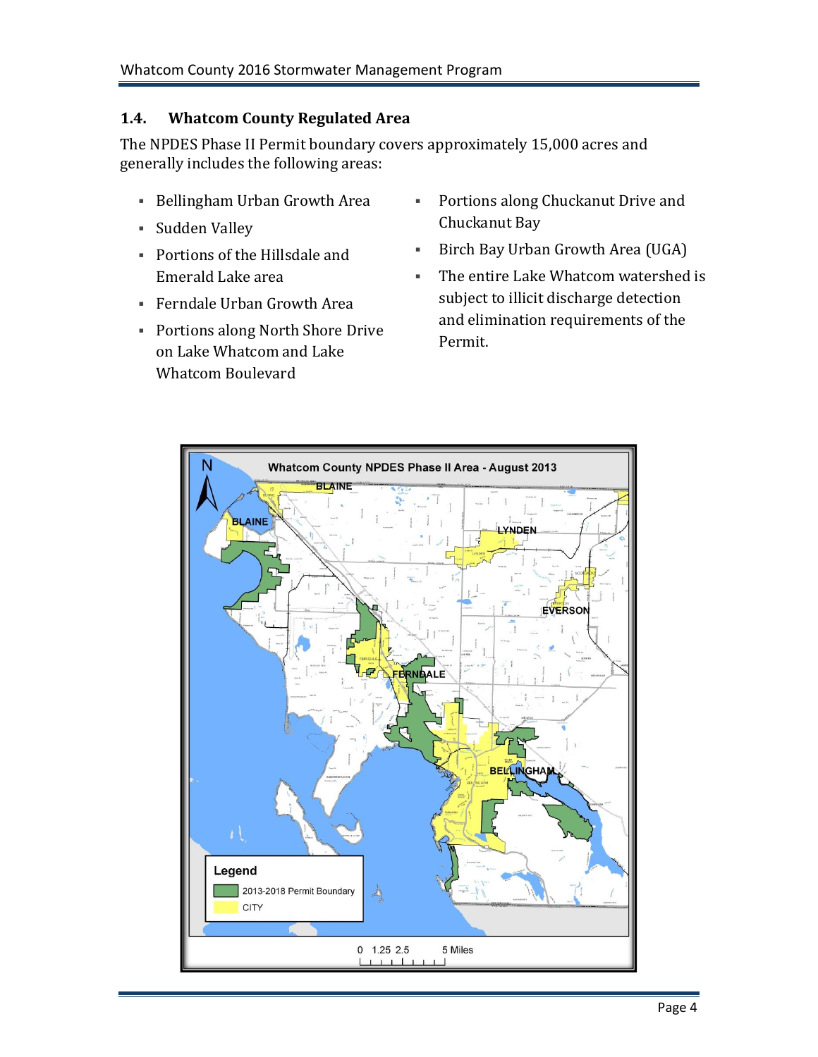## 1.4. Whatcom County Regulated Area

The NPDES Phase II Permit boundary covers approximately 15,000 acres and generally includes the following areas:

- Bellingham Urban Growth Area
- Sudden Valley
- Portions of the Hillsdale and Emerald Lake area
- Ferndale Urban Growth Area
- Portions along North Shore Drive on Lake Whatcom and Lake Whatcom Boulevard
- Portions along Chuckanut Drive and Chuckanut Bay
- Birch Bay Urban Growth Area (UGA)
- The entire Lake Whatcom watershed is subject to illicit discharge detection and elimination requirements of the Permit.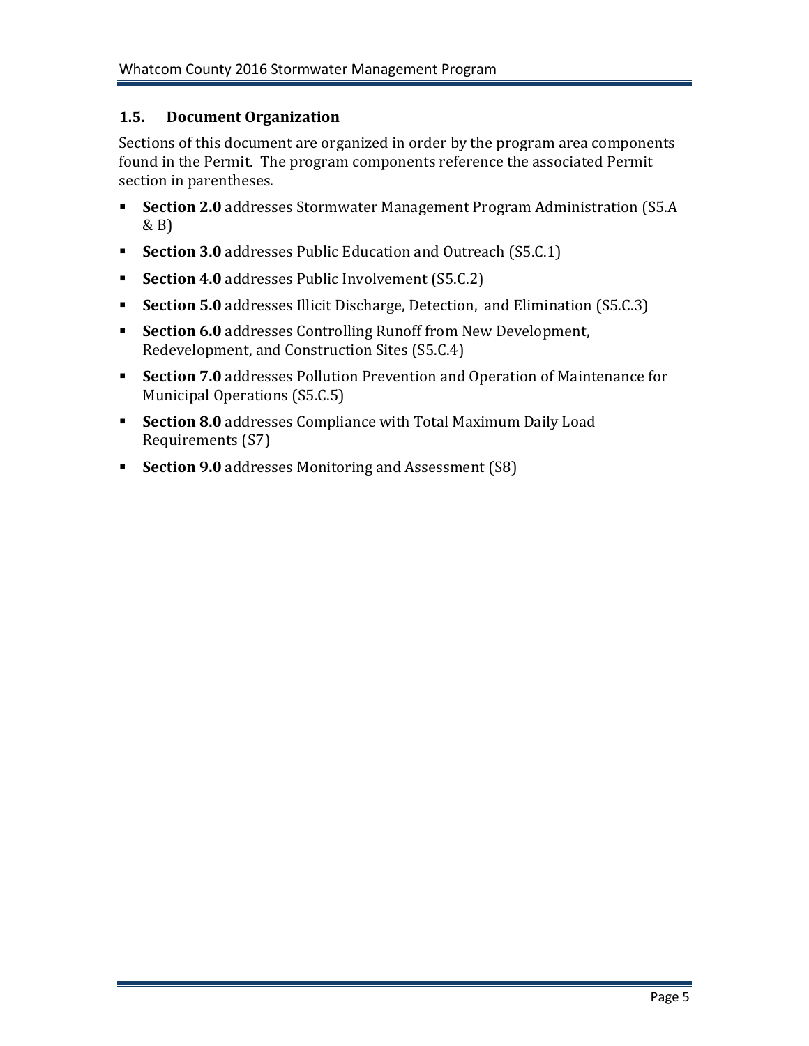### 1.5. Document Organization

Sections of this document are organized in order by the program area components found in the Permit. The program components reference the associated Permit section in parentheses.

- **Section 2.0** addresses Stormwater Management Program Administration (S5.A & B)
- **Section 3.0** addresses Public Education and Outreach (S5.C.1)
- **Section 4.0** addresses Public Involvement (S5.C.2)
- **Section 5.0** addresses Illicit Discharge, Detection, and Elimination (S5.C.3)
- **Section 6.0** addresses Controlling Runoff from New Development, Redevelopment, and Construction Sites (S5.C.4)
- **Section 7.0** addresses Pollution Prevention and Operation of Maintenance for Municipal Operations (S5.C.5)
- **Section 8.0** addresses Compliance with Total Maximum Daily Load Requirements (S7)
- **Section 9.0** addresses Monitoring and Assessment (S8)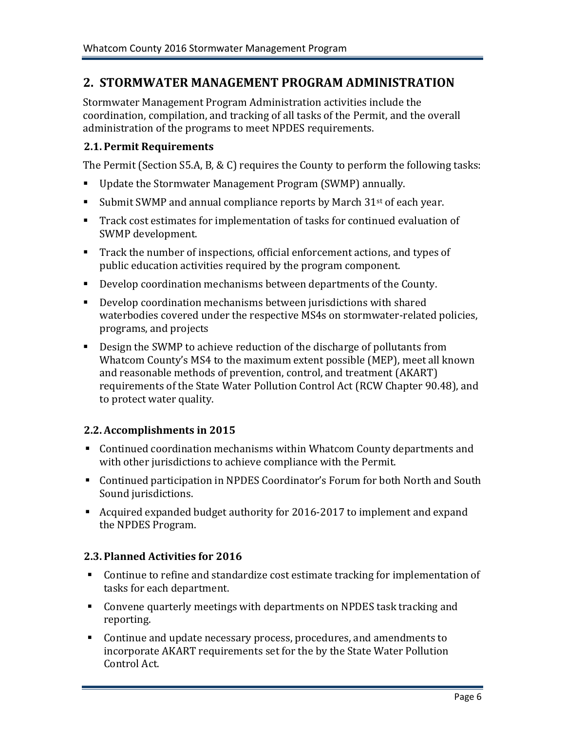## 2. STORMWATER MANAGEMENT PROGRAM ADMINISTRATION

Stormwater Management Program Administration activities include the coordination, compilation, and tracking of all tasks of the Permit, and the overall administration of the programs to meet NPDES requirements.

### 2.1. Permit Requirements

The Permit (Section S5.A, B, & C) requires the County to perform the following tasks:

- Update the Stormwater Management Program (SWMP) annually.
- Submit SWMP and annual compliance reports by March 31st of each year.
- Track cost estimates for implementation of tasks for continued evaluation of SWMP development.
- Track the number of inspections, official enforcement actions, and types of public education activities required by the program component.
- Develop coordination mechanisms between departments of the County.
- Develop coordination mechanisms between jurisdictions with shared waterbodies covered under the respective MS4s on stormwater-related policies, programs, and projects
- Design the SWMP to achieve reduction of the discharge of pollutants from Whatcom County's MS4 to the maximum extent possible (MEP), meet all known and reasonable methods of prevention, control, and treatment (AKART) requirements of the State Water Pollution Control Act (RCW Chapter 90.48), and to protect water quality.

### 2.2. Accomplishments in 2015

- Continued coordination mechanisms within Whatcom County departments and with other jurisdictions to achieve compliance with the Permit.
- Continued participation in NPDES Coordinator's Forum for both North and South Sound jurisdictions.
- Acquired expanded budget authority for 2016-2017 to implement and expand the NPDES Program.

### 2.3. Planned Activities for 2016

- Continue to refine and standardize cost estimate tracking for implementation of tasks for each department.
- Convene quarterly meetings with departments on NPDES task tracking and reporting.
- Continue and update necessary process, procedures, and amendments to incorporate AKART requirements set for the by the State Water Pollution Control Act.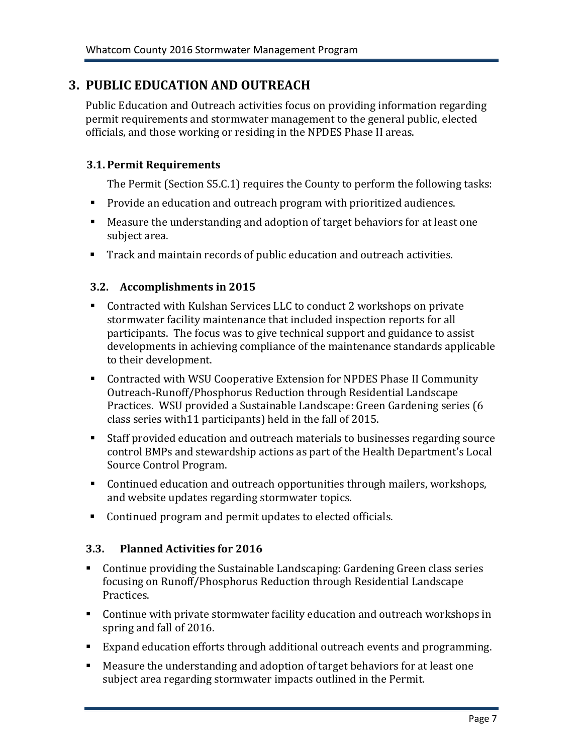# 3. PUBLIC EDUCATION AND OUTREACH

Public Education and Outreach activities focus on providing information regarding permit requirements and stormwater management to the general public, elected officials, and those working or residing in the NPDES Phase II areas.

## 3.1. Permit Requirements

The Permit (Section S5.C.1) requires the County to perform the following tasks:

- Provide an education and outreach program with prioritized audiences.
- Measure the understanding and adoption of target behaviors for at least one subject area.
- Track and maintain records of public education and outreach activities.

## 3.2. Accomplishments in 2015

- Contracted with Kulshan Services LLC to conduct 2 workshops on private stormwater facility maintenance that included inspection reports for all participants. The focus was to give technical support and guidance to assist developments in achieving compliance of the maintenance standards applicable to their development.
- Contracted with WSU Cooperative Extension for NPDES Phase II Community Outreach-Runoff/Phosphorus Reduction through Residential Landscape Practices. WSU provided a Sustainable Landscape: Green Gardening series (6 class series with11 participants) held in the fall of 2015.
- Staff provided education and outreach materials to businesses regarding source control BMPs and stewardship actions as part of the Health Department's Local Source Control Program.
- Continued education and outreach opportunities through mailers, workshops, and website updates regarding stormwater topics.
- Continued program and permit updates to elected officials.

## 3.3. Planned Activities for 2016

- Continue providing the Sustainable Landscaping: Gardening Green class series focusing on Runoff/Phosphorus Reduction through Residential Landscape Practices.
- Continue with private stormwater facility education and outreach workshops in spring and fall of 2016.
- Expand education efforts through additional outreach events and programming.
- Measure the understanding and adoption of target behaviors for at least one subject area regarding stormwater impacts outlined in the Permit.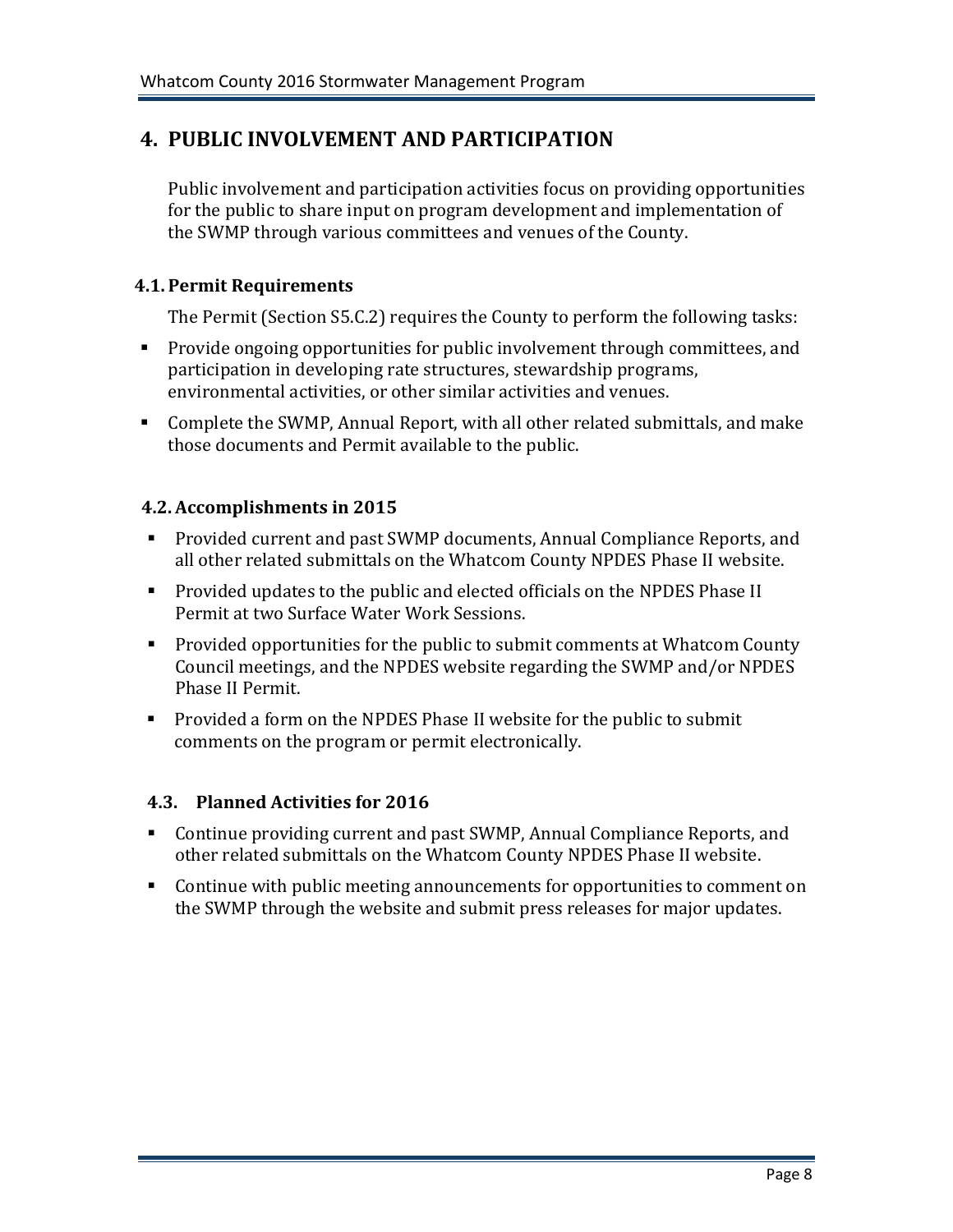# 4. PUBLIC INVOLVEMENT AND PARTICIPATION

Public involvement and participation activities focus on providing opportunities for the public to share input on program development and implementation of the SWMP through various committees and venues of the County.

## 4.1. Permit Requirements

The Permit (Section S5.C.2) requires the County to perform the following tasks:

- Provide ongoing opportunities for public involvement through committees, and participation in developing rate structures, stewardship programs, environmental activities, or other similar activities and venues.
- Complete the SWMP, Annual Report, with all other related submittals, and make those documents and Permit available to the public.

## 4.2. Accomplishments in 2015

- Provided current and past SWMP documents, Annual Compliance Reports, and all other related submittals on the Whatcom County NPDES Phase II website.
- Provided updates to the public and elected officials on the NPDES Phase II Permit at two Surface Water Work Sessions.
- Provided opportunities for the public to submit comments at Whatcom County Council meetings, and the NPDES website regarding the SWMP and/or NPDES Phase II Permit.
- Provided a form on the NPDES Phase II website for the public to submit comments on the program or permit electronically.

## 4.3. Planned Activities for 2016

- Continue providing current and past SWMP, Annual Compliance Reports, and other related submittals on the Whatcom County NPDES Phase II website.
- Continue with public meeting announcements for opportunities to comment on the SWMP through the website and submit press releases for major updates.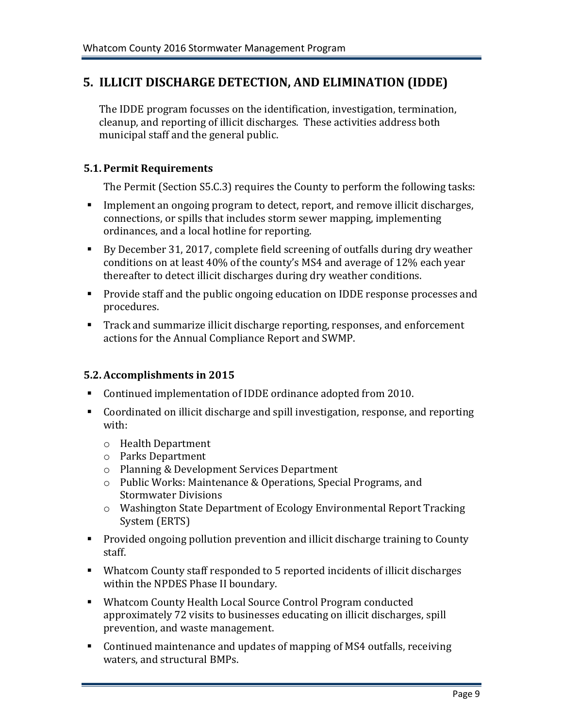# 5. ILLICIT DISCHARGE DETECTION, AND ELIMINATION (IDDE)

The IDDE program focusses on the identification, investigation, termination, cleanup, and reporting of illicit discharges. These activities address both municipal staff and the general public.

## 5.1. Permit Requirements

The Permit (Section S5.C.3) requires the County to perform the following tasks:

- Implement an ongoing program to detect, report, and remove illicit discharges, connections, or spills that includes storm sewer mapping, implementing ordinances, and a local hotline for reporting.
- By December 31, 2017, complete field screening of outfalls during dry weather conditions on at least 40% of the county's MS4 and average of 12% each year thereafter to detect illicit discharges during dry weather conditions.
- Provide staff and the public ongoing education on IDDE response processes and procedures.
- Track and summarize illicit discharge reporting, responses, and enforcement actions for the Annual Compliance Report and SWMP.

## 5.2. Accomplishments in 2015

- Continued implementation of IDDE ordinance adopted from 2010.
- Coordinated on illicit discharge and spill investigation, response, and reporting with:
  - Health Department
  - Parks Department
  - Planning & Development Services Department
  - Public Works: Maintenance & Operations, Special Programs, and Stormwater Divisions
  - Washington State Department of Ecology Environmental Report Tracking System (ERTS)
- Provided ongoing pollution prevention and illicit discharge training to County staff.
- Whatcom County staff responded to 5 reported incidents of illicit discharges within the NPDES Phase II boundary.
- Whatcom County Health Local Source Control Program conducted approximately 72 visits to businesses educating on illicit discharges, spill prevention, and waste management.
- Continued maintenance and updates of mapping of MS4 outfalls, receiving waters, and structural BMPs.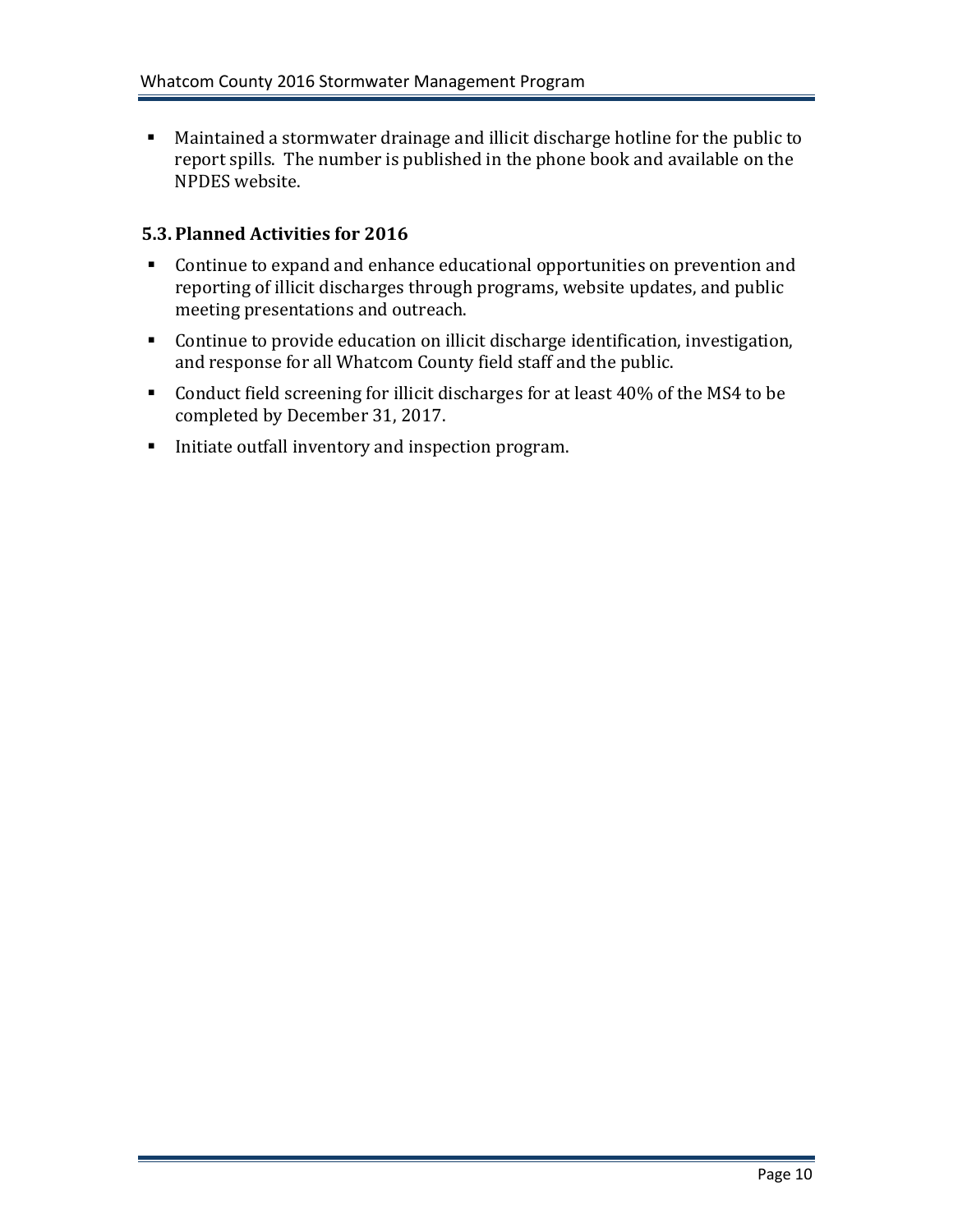- Maintained a stormwater drainage and illicit discharge hotline for the public to report spills. The number is published in the phone book and available on the NPDES website.

### 5.3. Planned Activities for 2016

- Continue to expand and enhance educational opportunities on prevention and reporting of illicit discharges through programs, website updates, and public meeting presentations and outreach.
- Continue to provide education on illicit discharge identification, investigation, and response for all Whatcom County field staff and the public.
- Conduct field screening for illicit discharges for at least 40% of the MS4 to be completed by December 31, 2017.
- Initiate outfall inventory and inspection program.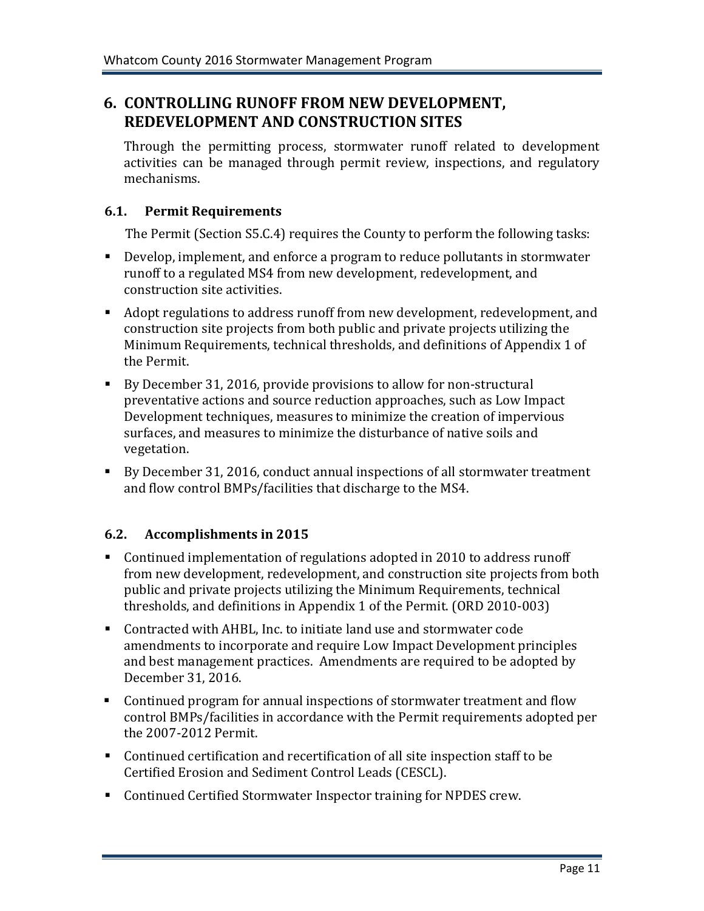# 6. CONTROLLING RUNOFF FROM NEW DEVELOPMENT, REDEVELOPMENT AND CONSTRUCTION SITES

Through the permitting process, stormwater runoff related to development activities can be managed through permit review, inspections, and regulatory mechanisms.

## 6.1. Permit Requirements

The Permit (Section S5.C.4) requires the County to perform the following tasks:

- Develop, implement, and enforce a program to reduce pollutants in stormwater runoff to a regulated MS4 from new development, redevelopment, and construction site activities.
- Adopt regulations to address runoff from new development, redevelopment, and construction site projects from both public and private projects utilizing the Minimum Requirements, technical thresholds, and definitions of Appendix 1 of the Permit.
- By December 31, 2016, provide provisions to allow for non-structural preventative actions and source reduction approaches, such as Low Impact Development techniques, measures to minimize the creation of impervious surfaces, and measures to minimize the disturbance of native soils and vegetation.
- By December 31, 2016, conduct annual inspections of all stormwater treatment and flow control BMPs/facilities that discharge to the MS4.

## 6.2. Accomplishments in 2015

- Continued implementation of regulations adopted in 2010 to address runoff from new development, redevelopment, and construction site projects from both public and private projects utilizing the Minimum Requirements, technical thresholds, and definitions in Appendix 1 of the Permit. (ORD 2010-003)
- Contracted with AHBL, Inc. to initiate land use and stormwater code amendments to incorporate and require Low Impact Development principles and best management practices. Amendments are required to be adopted by December 31, 2016.
- Continued program for annual inspections of stormwater treatment and flow control BMPs/facilities in accordance with the Permit requirements adopted per the 2007-2012 Permit.
- Continued certification and recertification of all site inspection staff to be Certified Erosion and Sediment Control Leads (CESCL).
- Continued Certified Stormwater Inspector training for NPDES crew.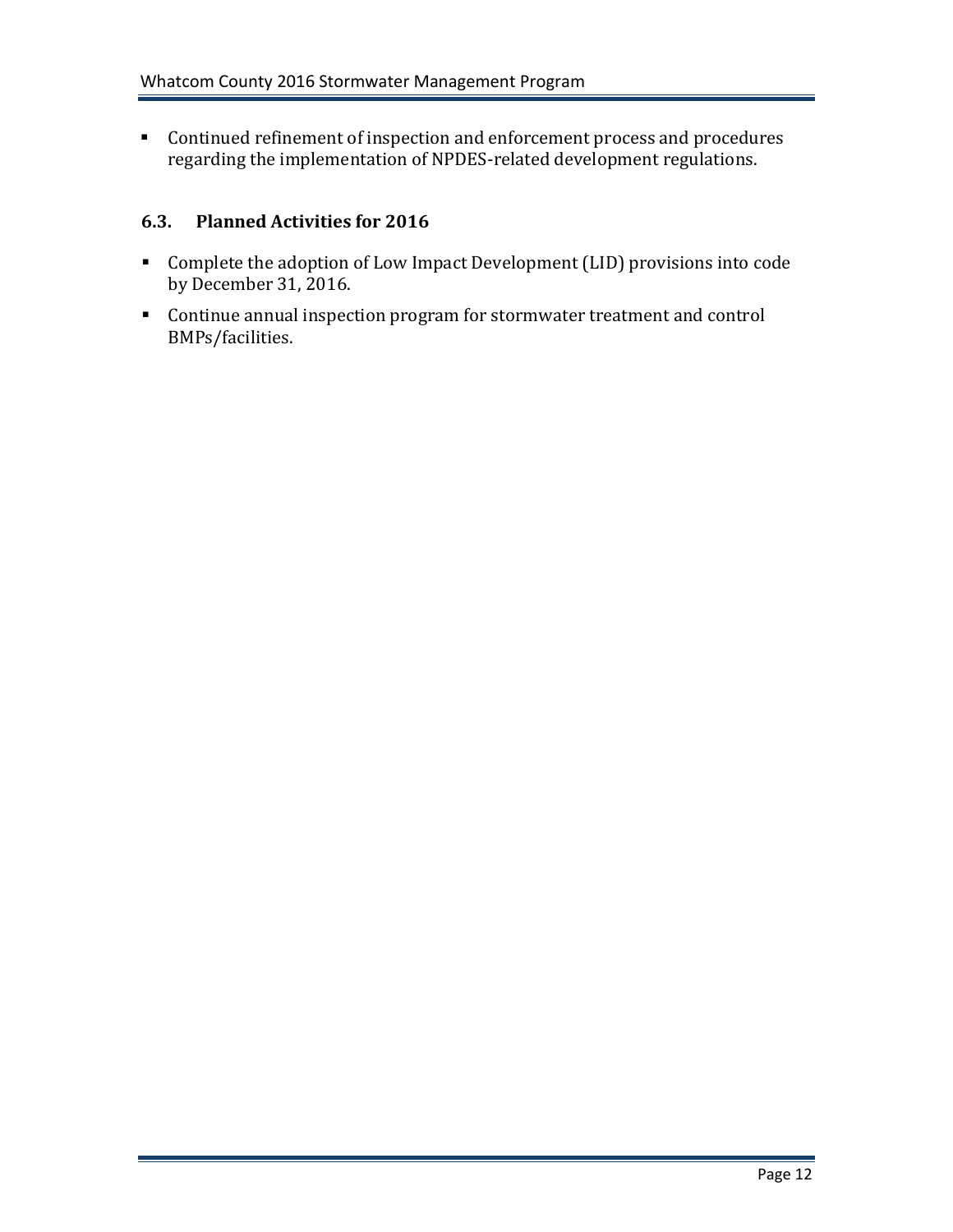- Continued refinement of inspection and enforcement process and procedures regarding the implementation of NPDES-related development regulations.

### 6.3. Planned Activities for 2016

- Complete the adoption of Low Impact Development (LID) provisions into code by December 31, 2016.
- Continue annual inspection program for stormwater treatment and control BMPs/facilities.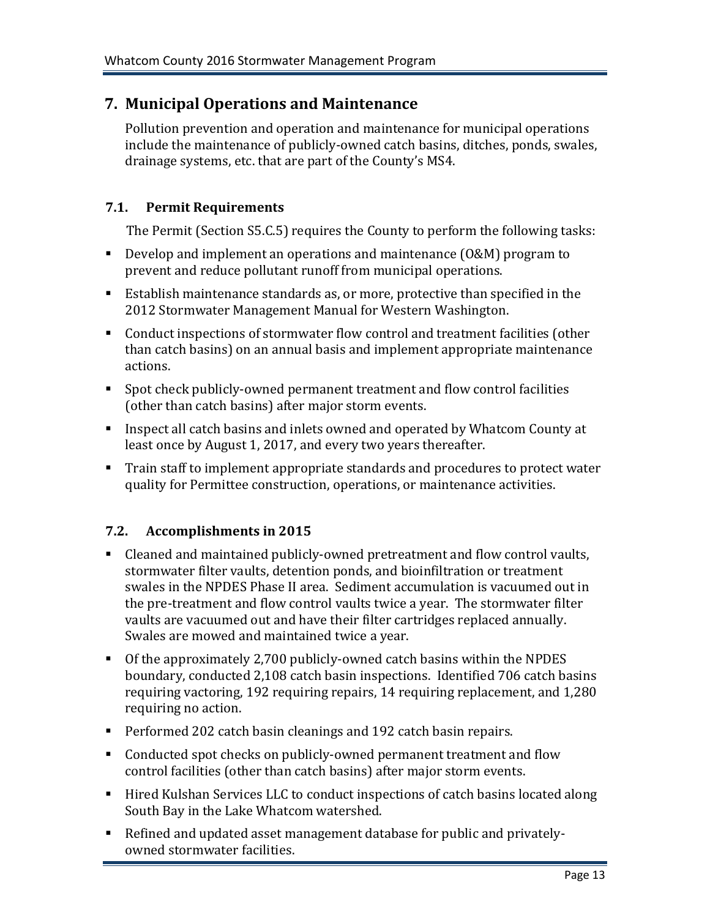## 7. Municipal Operations and Maintenance

Pollution prevention and operation and maintenance for municipal operations include the maintenance of publicly-owned catch basins, ditches, ponds, swales, drainage systems, etc. that are part of the County's MS4.

### 7.1. Permit Requirements

The Permit (Section S5.C.5) requires the County to perform the following tasks:

- Develop and implement an operations and maintenance (O&M) program to prevent and reduce pollutant runoff from municipal operations.
- Establish maintenance standards as, or more, protective than specified in the 2012 Stormwater Management Manual for Western Washington.
- Conduct inspections of stormwater flow control and treatment facilities (other than catch basins) on an annual basis and implement appropriate maintenance actions.
- Spot check publicly-owned permanent treatment and flow control facilities (other than catch basins) after major storm events.
- Inspect all catch basins and inlets owned and operated by Whatcom County at least once by August 1, 2017, and every two years thereafter.
- Train staff to implement appropriate standards and procedures to protect water quality for Permittee construction, operations, or maintenance activities.

### 7.2. Accomplishments in 2015

- Cleaned and maintained publicly-owned pretreatment and flow control vaults, stormwater filter vaults, detention ponds, and bioinfiltration or treatment swales in the NPDES Phase II area. Sediment accumulation is vacuumed out in the pre-treatment and flow control vaults twice a year. The stormwater filter vaults are vacuumed out and have their filter cartridges replaced annually. Swales are mowed and maintained twice a year.
- Of the approximately 2,700 publicly-owned catch basins within the NPDES boundary, conducted 2,108 catch basin inspections. Identified 706 catch basins requiring vactoring, 192 requiring repairs, 14 requiring replacement, and 1,280 requiring no action.
- Performed 202 catch basin cleanings and 192 catch basin repairs.
- Conducted spot checks on publicly-owned permanent treatment and flow control facilities (other than catch basins) after major storm events.
- Hired Kulshan Services LLC to conduct inspections of catch basins located along South Bay in the Lake Whatcom watershed.
- Refined and updated asset management database for public and privately-owned stormwater facilities.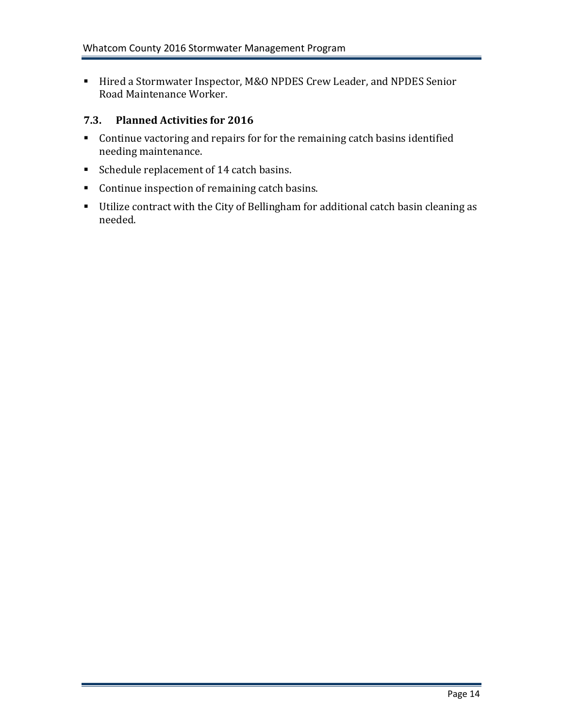- Hired a Stormwater Inspector, M&O NPDES Crew Leader, and NPDES Senior Road Maintenance Worker.

### 7.3. Planned Activities for 2016

- Continue vactoring and repairs for for the remaining catch basins identified needing maintenance.
- Schedule replacement of 14 catch basins.
- Continue inspection of remaining catch basins.
- Utilize contract with the City of Bellingham for additional catch basin cleaning as needed.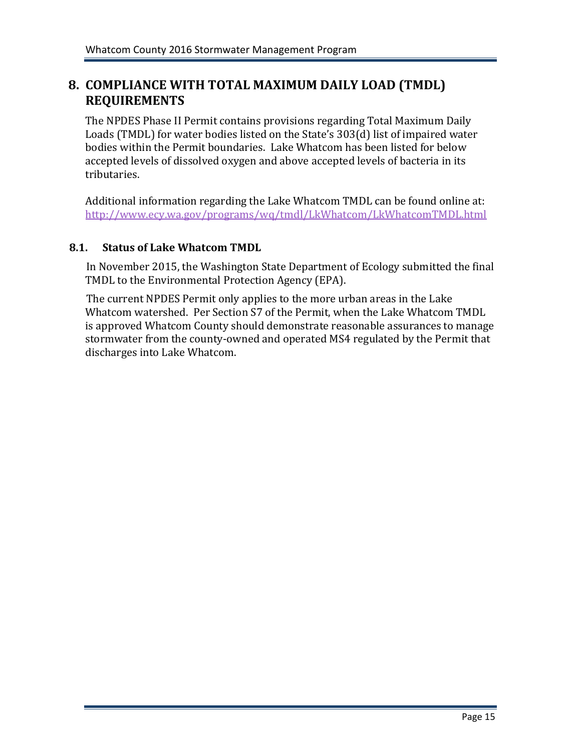# 8. COMPLIANCE WITH TOTAL MAXIMUM DAILY LOAD (TMDL) REQUIREMENTS

The NPDES Phase II Permit contains provisions regarding Total Maximum Daily Loads (TMDL) for water bodies listed on the State's 303(d) list of impaired water bodies within the Permit boundaries. Lake Whatcom has been listed for below accepted levels of dissolved oxygen and above accepted levels of bacteria in its tributaries.

Additional information regarding the Lake Whatcom TMDL can be found online at: http://www.ecy.wa.gov/programs/wq/tmdl/LkWhatcom/LkWhatcomTMDL.html

## 8.1. Status of Lake Whatcom TMDL

In November 2015, the Washington State Department of Ecology submitted the final TMDL to the Environmental Protection Agency (EPA).

The current NPDES Permit only applies to the more urban areas in the Lake Whatcom watershed. Per Section S7 of the Permit, when the Lake Whatcom TMDL is approved Whatcom County should demonstrate reasonable assurances to manage stormwater from the county-owned and operated MS4 regulated by the Permit that discharges into Lake Whatcom.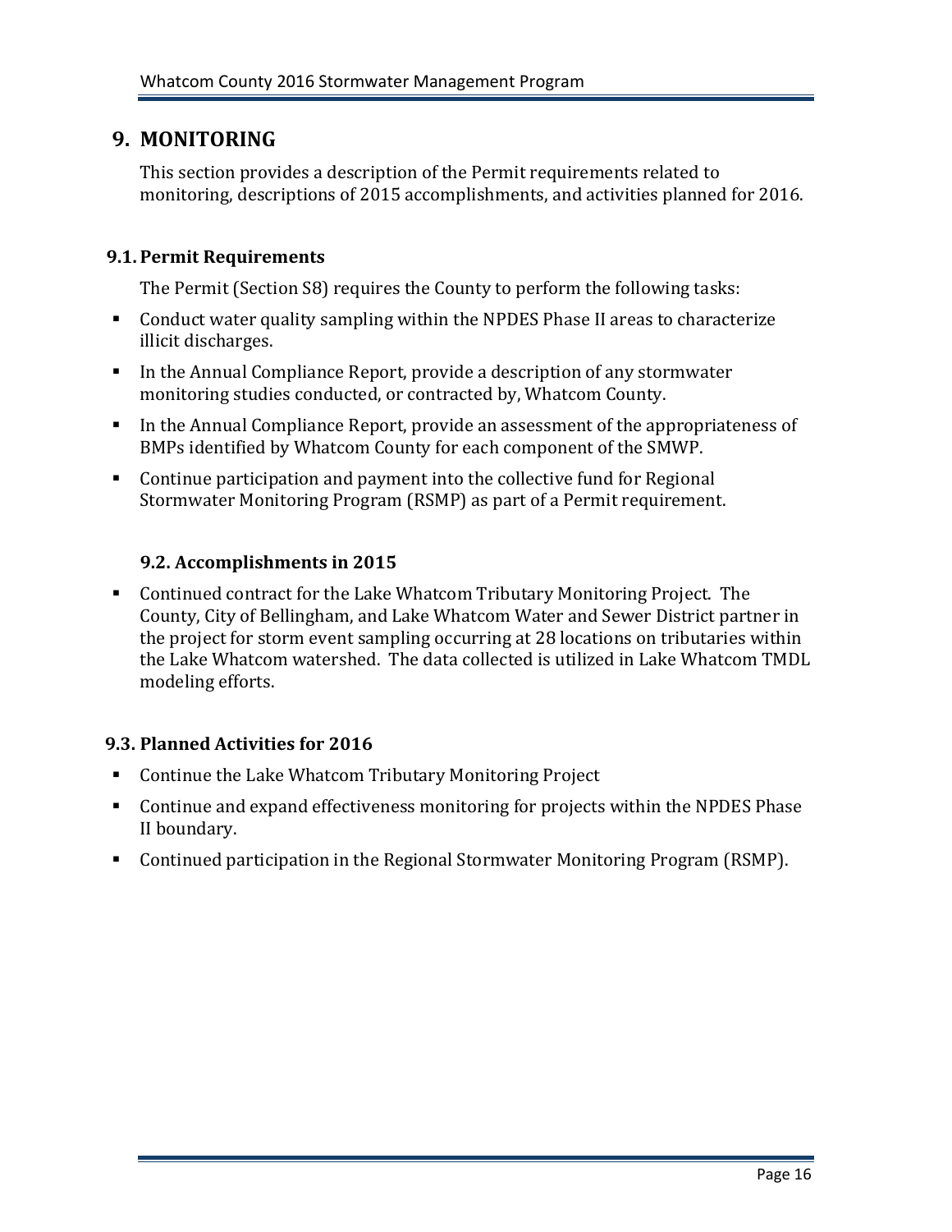# 9. MONITORING

This section provides a description of the Permit requirements related to monitoring, descriptions of 2015 accomplishments, and activities planned for 2016.

## 9.1. Permit Requirements

The Permit (Section S8) requires the County to perform the following tasks:

- Conduct water quality sampling within the NPDES Phase II areas to characterize illicit discharges.
- In the Annual Compliance Report, provide a description of any stormwater monitoring studies conducted, or contracted by, Whatcom County.
- In the Annual Compliance Report, provide an assessment of the appropriateness of BMPs identified by Whatcom County for each component of the SMWP.
- Continue participation and payment into the collective fund for Regional Stormwater Monitoring Program (RSMP) as part of a Permit requirement.

## 9.2. Accomplishments in 2015

- Continued contract for the Lake Whatcom Tributary Monitoring Project. The County, City of Bellingham, and Lake Whatcom Water and Sewer District partner in the project for storm event sampling occurring at 28 locations on tributaries within the Lake Whatcom watershed. The data collected is utilized in Lake Whatcom TMDL modeling efforts.

## 9.3. Planned Activities for 2016

- Continue the Lake Whatcom Tributary Monitoring Project
- Continue and expand effectiveness monitoring for projects within the NPDES Phase II boundary.
- Continued participation in the Regional Stormwater Monitoring Program (RSMP).